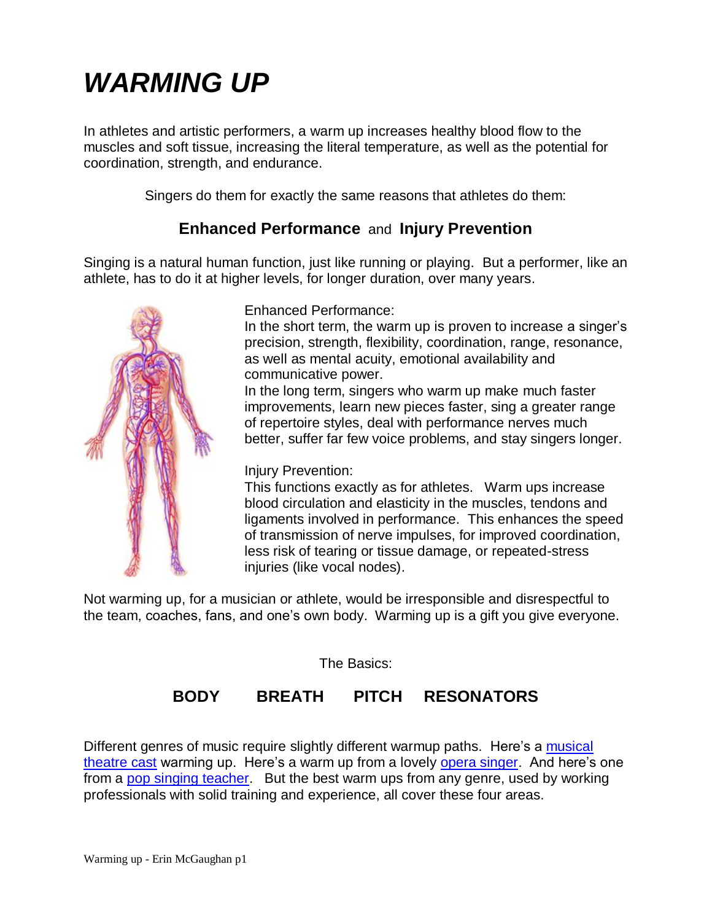# *WARMING UP*

In athletes and artistic performers, a warm up increases healthy blood flow to the muscles and soft tissue, increasing the literal temperature, as well as the potential for coordination, strength, and endurance.

Singers do them for exactly the same reasons that athletes do them:

**Enhanced Performance** and **Injury Prevention**

Singing is a natural human function, just like running or playing. But a performer, like an athlete, has to do it at higher levels, for longer duration, over many years.

Enhanced Performance:
In the short term, the warm up is proven to increase a singer's precision, strength, flexibility, coordination, range, resonance, as well as mental acuity, emotional availability and communicative power.
In the long term, singers who warm up make much faster improvements, learn new pieces faster, sing a greater range of repertoire styles, deal with performance nerves much better, suffer far few voice problems, and stay singers longer.

Injury Prevention:
This functions exactly as for athletes. Warm ups increase blood circulation and elasticity in the muscles, tendons and ligaments involved in performance. This enhances the speed of transmission of nerve impulses, for improved coordination, less risk of tearing or tissue damage, or repeated-stress injuries (like vocal nodes).

Not warming up, for a musician or athlete, would be irresponsible and disrespectful to the team, coaches, fans, and one's own body. Warming up is a gift you give everyone.

The Basics:

**BODY BREATH PITCH RESONATORS**

Different genres of music require slightly different warmup paths. Here's a musical theatre cast warming up. Here's a warm up from a lovely opera singer. And here's one from a pop singing teacher. But the best warm ups from any genre, used by working professionals with solid training and experience, all cover these four areas.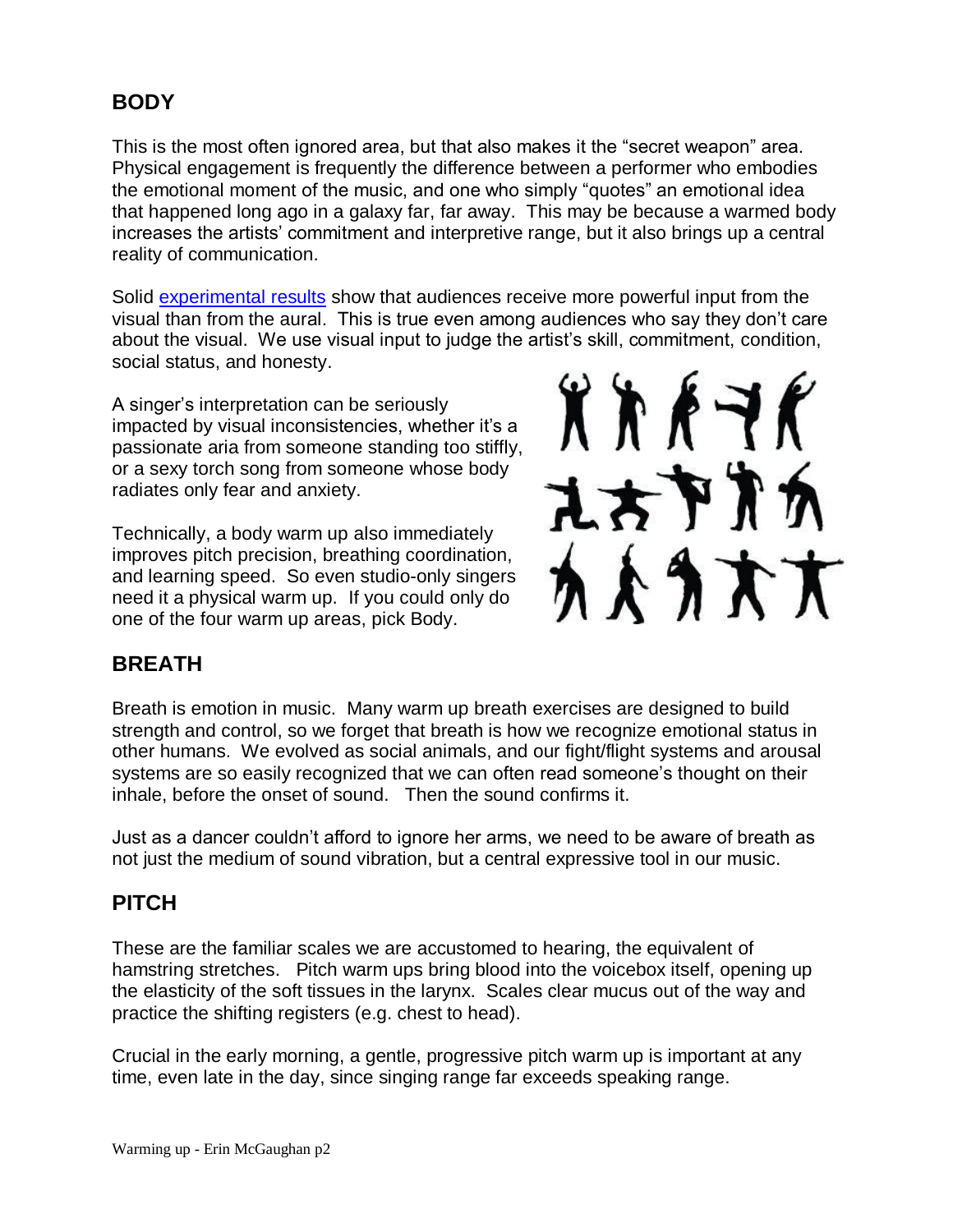## BODY

This is the most often ignored area, but that also makes it the "secret weapon" area. Physical engagement is frequently the difference between a performer who embodies the emotional moment of the music, and one who simply "quotes" an emotional idea that happened long ago in a galaxy far, far away. This may be because a warmed body increases the artists' commitment and interpretive range, but it also brings up a central reality of communication.

Solid experimental results show that audiences receive more powerful input from the visual than from the aural. This is true even among audiences who say they don't care about the visual. We use visual input to judge the artist's skill, commitment, condition, social status, and honesty.

A singer's interpretation can be seriously impacted by visual inconsistencies, whether it's a passionate aria from someone standing too stiffly, or a sexy torch song from someone whose body radiates only fear and anxiety.

Technically, a body warm up also immediately improves pitch precision, breathing coordination, and learning speed. So even studio-only singers need it a physical warm up. If you could only do one of the four warm up areas, pick Body.

## BREATH

Breath is emotion in music. Many warm up breath exercises are designed to build strength and control, so we forget that breath is how we recognize emotional status in other humans. We evolved as social animals, and our fight/flight systems and arousal systems are so easily recognized that we can often read someone's thought on their inhale, before the onset of sound. Then the sound confirms it.

Just as a dancer couldn't afford to ignore her arms, we need to be aware of breath as not just the medium of sound vibration, but a central expressive tool in our music.

## PITCH

These are the familiar scales we are accustomed to hearing, the equivalent of hamstring stretches. Pitch warm ups bring blood into the voicebox itself, opening up the elasticity of the soft tissues in the larynx. Scales clear mucus out of the way and practice the shifting registers (e.g. chest to head).

Crucial in the early morning, a gentle, progressive pitch warm up is important at any time, even late in the day, since singing range far exceeds speaking range.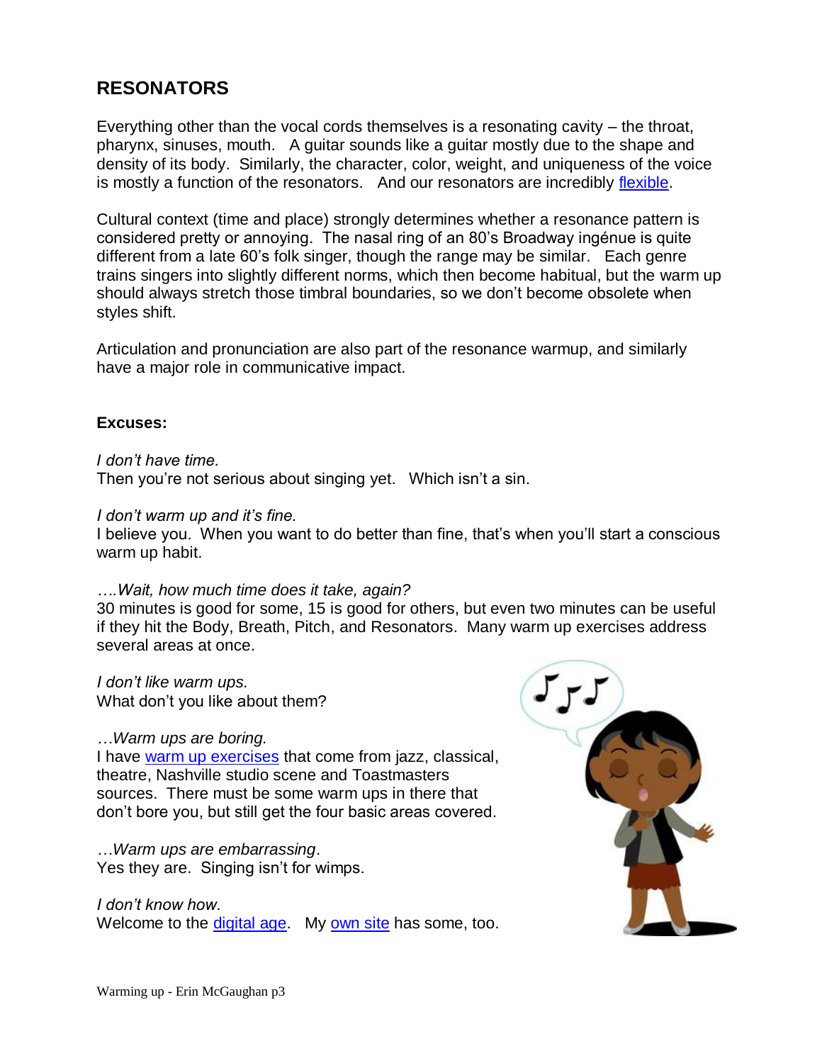## RESONATORS

Everything other than the vocal cords themselves is a resonating cavity – the throat, pharynx, sinuses, mouth. A guitar sounds like a guitar mostly due to the shape and density of its body. Similarly, the character, color, weight, and uniqueness of the voice is mostly a function of the resonators. And our resonators are incredibly flexible.

Cultural context (time and place) strongly determines whether a resonance pattern is considered pretty or annoying. The nasal ring of an 80's Broadway ingénue is quite different from a late 60's folk singer, though the range may be similar. Each genre trains singers into slightly different norms, which then become habitual, but the warm up should always stretch those timbral boundaries, so we don't become obsolete when styles shift.

Articulation and pronunciation are also part of the resonance warmup, and similarly have a major role in communicative impact.

**Excuses:**

*I don't have time.*
Then you're not serious about singing yet. Which isn't a sin.

*I don't warm up and it's fine.*
I believe you. When you want to do better than fine, that's when you'll start a conscious warm up habit.

*….Wait, how much time does it take, again?*
30 minutes is good for some, 15 is good for others, but even two minutes can be useful if they hit the Body, Breath, Pitch, and Resonators. Many warm up exercises address several areas at once.

*I don't like warm ups.*
What don't you like about them?

*…Warm ups are boring.*
I have warm up exercises that come from jazz, classical, theatre, Nashville studio scene and Toastmasters sources. There must be some warm ups in there that don't bore you, but still get the four basic areas covered.

*…Warm ups are embarrassing*.
Yes they are. Singing isn't for wimps.

*I don't know how.*
Welcome to the digital age. My own site has some, too.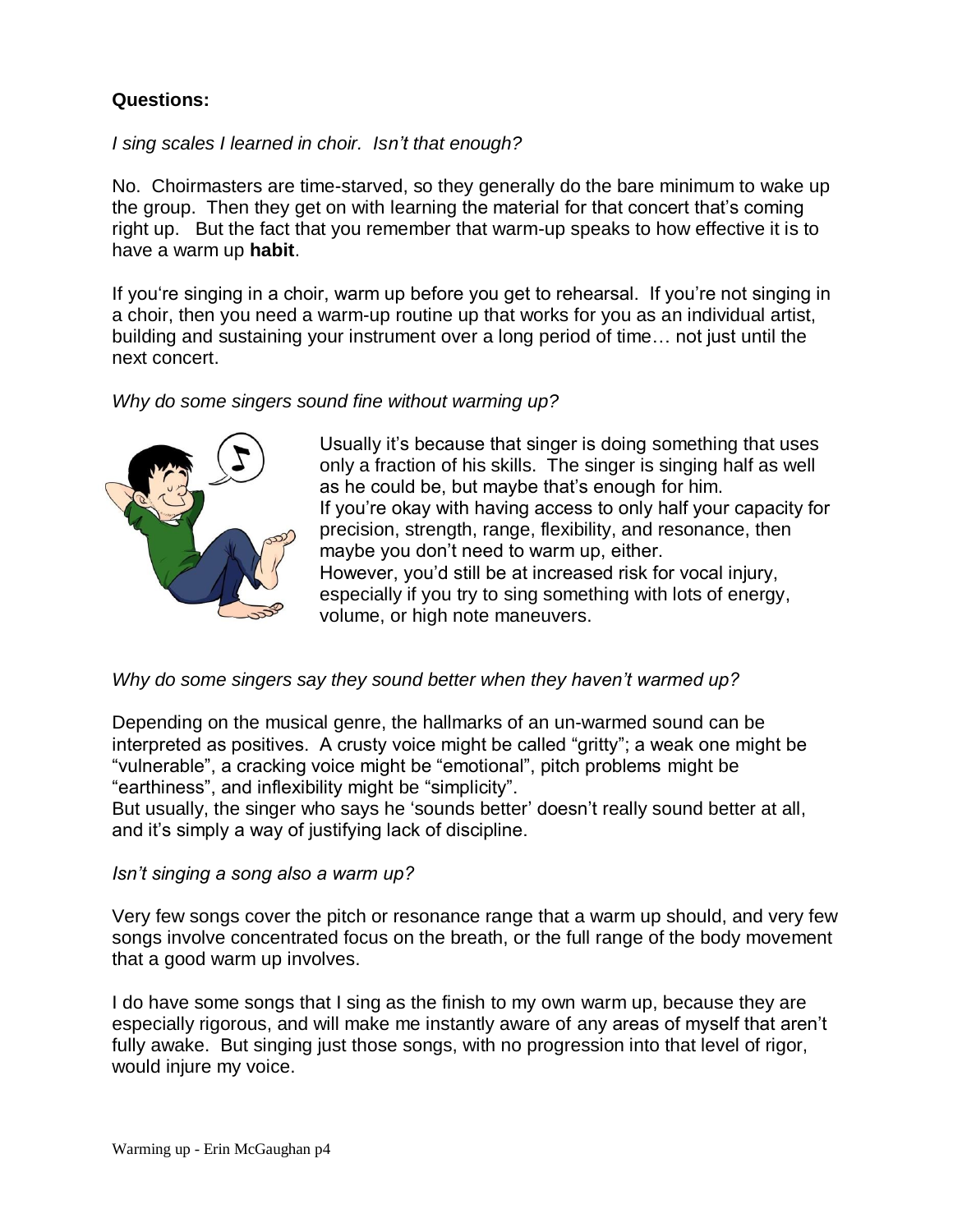**Questions:**

*I sing scales I learned in choir. Isn't that enough?*

No. Choirmasters are time-starved, so they generally do the bare minimum to wake up the group. Then they get on with learning the material for that concert that's coming right up. But the fact that you remember that warm-up speaks to how effective it is to have a warm up **habit**.

If you're singing in a choir, warm up before you get to rehearsal. If you're not singing in a choir, then you need a warm-up routine up that works for you as an individual artist, building and sustaining your instrument over a long period of time… not just until the next concert.

*Why do some singers sound fine without warming up?*

Usually it's because that singer is doing something that uses only a fraction of his skills. The singer is singing half as well as he could be, but maybe that's enough for him.
If you're okay with having access to only half your capacity for precision, strength, range, flexibility, and resonance, then maybe you don't need to warm up, either.
However, you'd still be at increased risk for vocal injury, especially if you try to sing something with lots of energy, volume, or high note maneuvers.

*Why do some singers say they sound better when they haven't warmed up?*

Depending on the musical genre, the hallmarks of an un-warmed sound can be interpreted as positives. A crusty voice might be called "gritty"; a weak one might be "vulnerable", a cracking voice might be "emotional", pitch problems might be "earthiness", and inflexibility might be "simplicity".
But usually, the singer who says he 'sounds better' doesn't really sound better at all, and it's simply a way of justifying lack of discipline.

*Isn't singing a song also a warm up?*

Very few songs cover the pitch or resonance range that a warm up should, and very few songs involve concentrated focus on the breath, or the full range of the body movement that a good warm up involves.

I do have some songs that I sing as the finish to my own warm up, because they are especially rigorous, and will make me instantly aware of any areas of myself that aren't fully awake. But singing just those songs, with no progression into that level of rigor, would injure my voice.